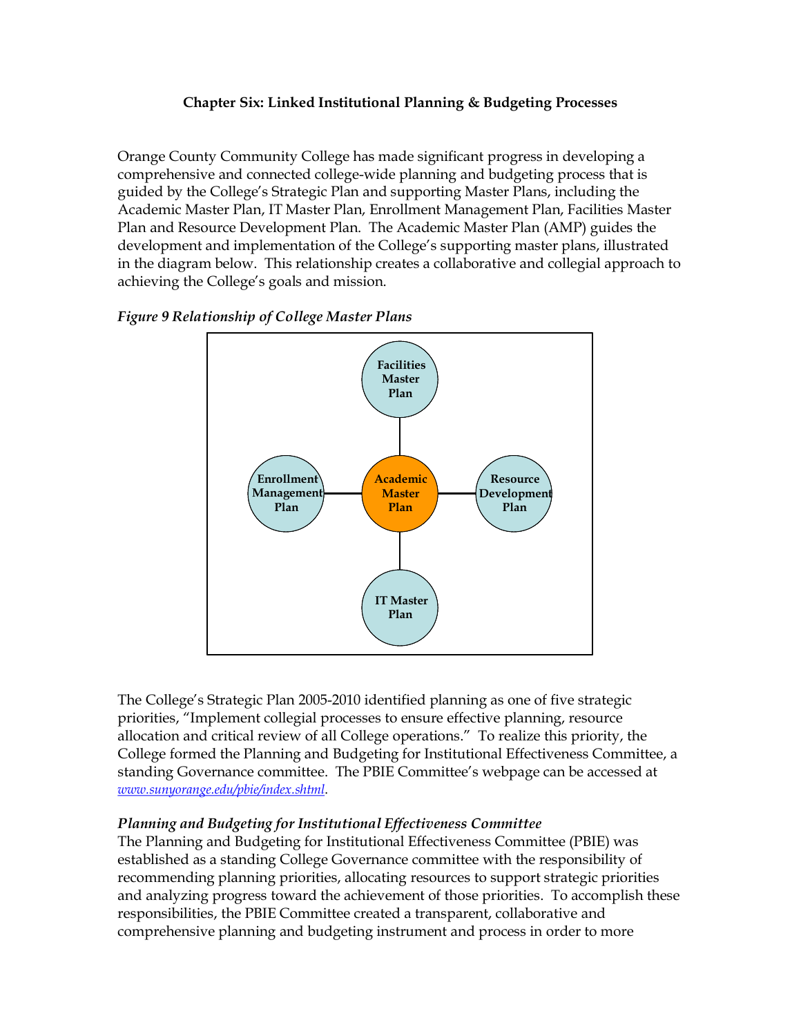# Chapter Six: Linked Institutional Planning & Budgeting Processes

Orange County Community College has made significant progress in developing a comprehensive and connected college-wide planning and budgeting process that is guided by the College's Strategic Plan and supporting Master Plans, including the Academic Master Plan, IT Master Plan, Enrollment Management Plan, Facilities Master Plan and Resource Development Plan. The Academic Master Plan (AMP) guides the development and implementation of the College's supporting master plans, illustrated in the diagram below. This relationship creates a collaborative and collegial approach to achieving the College's goals and mission.

*Figure 9 Relationship of College Master Plans*

Facilities Master Plan

Enrollment Management Plan

Academic Master Plan

Resource Development Plan

IT Master Plan

The College's Strategic Plan 2005-2010 identified planning as one of five strategic priorities, "Implement collegial processes to ensure effective planning, resource allocation and critical review of all College operations." To realize this priority, the College formed the Planning and Budgeting for Institutional Effectiveness Committee, a standing Governance committee. The PBIE Committee's webpage can be accessed at *www.sunyorange.edu/pbie/index.shtml*.

### *Planning and Budgeting for Institutional Effectiveness Committee*

The Planning and Budgeting for Institutional Effectiveness Committee (PBIE) was established as a standing College Governance committee with the responsibility of recommending planning priorities, allocating resources to support strategic priorities and analyzing progress toward the achievement of those priorities. To accomplish these responsibilities, the PBIE Committee created a transparent, collaborative and comprehensive planning and budgeting instrument and process in order to more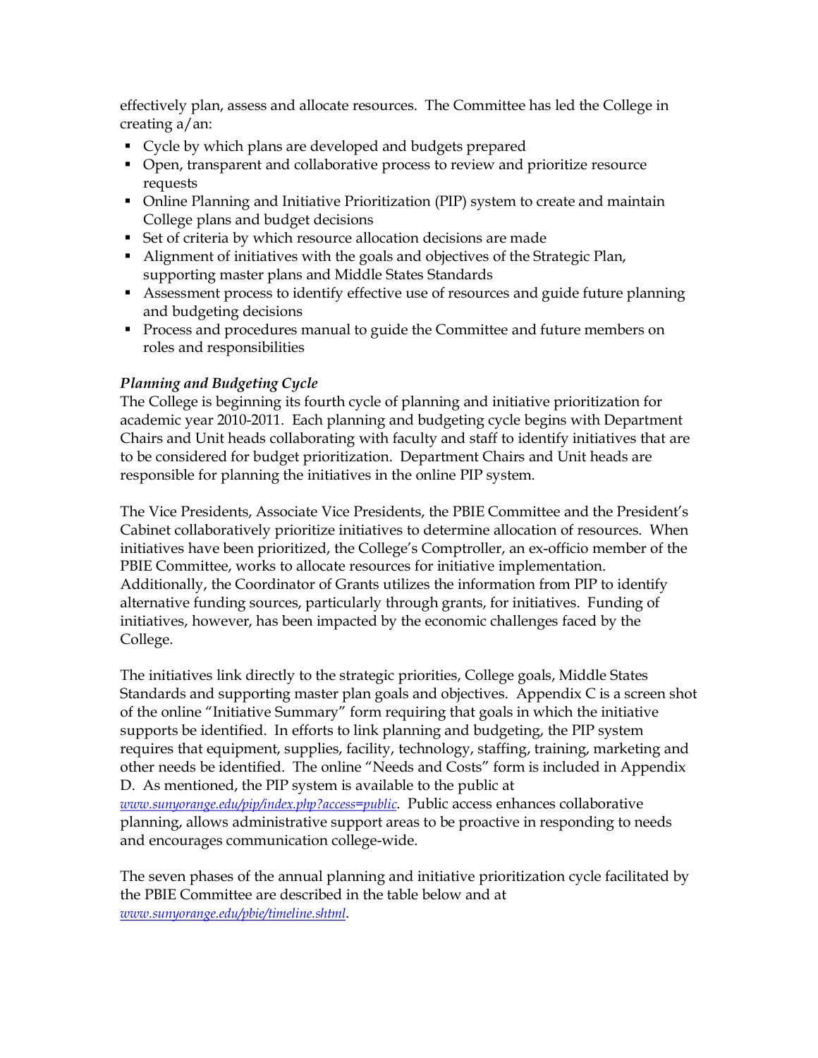effectively plan, assess and allocate resources. The Committee has led the College in creating a/an:

- Cycle by which plans are developed and budgets prepared
- Open, transparent and collaborative process to review and prioritize resource requests
- Online Planning and Initiative Prioritization (PIP) system to create and maintain College plans and budget decisions
- Set of criteria by which resource allocation decisions are made
- Alignment of initiatives with the goals and objectives of the Strategic Plan, supporting master plans and Middle States Standards
- Assessment process to identify effective use of resources and guide future planning and budgeting decisions
- Process and procedures manual to guide the Committee and future members on roles and responsibilities

*Planning and Budgeting Cycle*

The College is beginning its fourth cycle of planning and initiative prioritization for academic year 2010-2011. Each planning and budgeting cycle begins with Department Chairs and Unit heads collaborating with faculty and staff to identify initiatives that are to be considered for budget prioritization. Department Chairs and Unit heads are responsible for planning the initiatives in the online PIP system.

The Vice Presidents, Associate Vice Presidents, the PBIE Committee and the President's Cabinet collaboratively prioritize initiatives to determine allocation of resources. When initiatives have been prioritized, the College's Comptroller, an ex-officio member of the PBIE Committee, works to allocate resources for initiative implementation. Additionally, the Coordinator of Grants utilizes the information from PIP to identify alternative funding sources, particularly through grants, for initiatives. Funding of initiatives, however, has been impacted by the economic challenges faced by the College.

The initiatives link directly to the strategic priorities, College goals, Middle States Standards and supporting master plan goals and objectives. Appendix C is a screen shot of the online "Initiative Summary" form requiring that goals in which the initiative supports be identified. In efforts to link planning and budgeting, the PIP system requires that equipment, supplies, facility, technology, staffing, training, marketing and other needs be identified. The online "Needs and Costs" form is included in Appendix D. As mentioned, the PIP system is available to the public at *www.sunyorange.edu/pip/index.php?access=public*. Public access enhances collaborative planning, allows administrative support areas to be proactive in responding to needs and encourages communication college-wide.

The seven phases of the annual planning and initiative prioritization cycle facilitated by the PBIE Committee are described in the table below and at *www.sunyorange.edu/pbie/timeline.shtml*.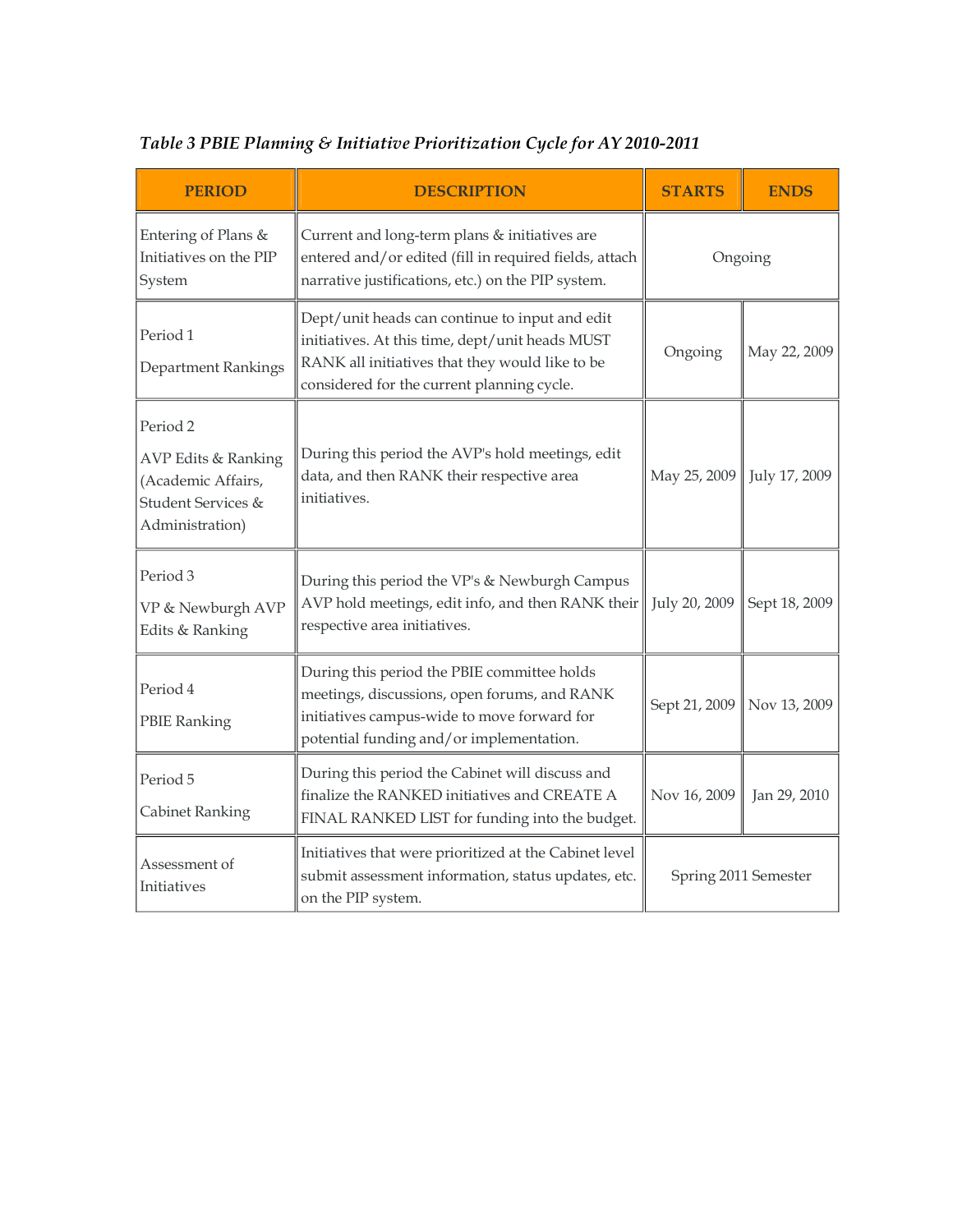*Table 3 PBIE Planning & Initiative Prioritization Cycle for AY 2010-2011*

| PERIOD | DESCRIPTION | STARTS | ENDS |
|---|---|---|---|
| Entering of Plans & Initiatives on the PIP System | Current and long-term plans & initiatives are entered and/or edited (fill in required fields, attach narrative justifications, etc.) on the PIP system. | Ongoing | |
| Period 1<br>Department Rankings | Dept/unit heads can continue to input and edit initiatives. At this time, dept/unit heads MUST RANK all initiatives that they would like to be considered for the current planning cycle. | Ongoing | May 22, 2009 |
| Period 2<br>AVP Edits & Ranking (Academic Affairs, Student Services & Administration) | During this period the AVP's hold meetings, edit data, and then RANK their respective area initiatives. | May 25, 2009 | July 17, 2009 |
| Period 3<br>VP & Newburgh AVP Edits & Ranking | During this period the VP's & Newburgh Campus AVP hold meetings, edit info, and then RANK their respective area initiatives. | July 20, 2009 | Sept 18, 2009 |
| Period 4<br>PBIE Ranking | During this period the PBIE committee holds meetings, discussions, open forums, and RANK initiatives campus-wide to move forward for potential funding and/or implementation. | Sept 21, 2009 | Nov 13, 2009 |
| Period 5<br>Cabinet Ranking | During this period the Cabinet will discuss and finalize the RANKED initiatives and CREATE A FINAL RANKED LIST for funding into the budget. | Nov 16, 2009 | Jan 29, 2010 |
| Assessment of Initiatives | Initiatives that were prioritized at the Cabinet level submit assessment information, status updates, etc. on the PIP system. | Spring 2011 Semester | |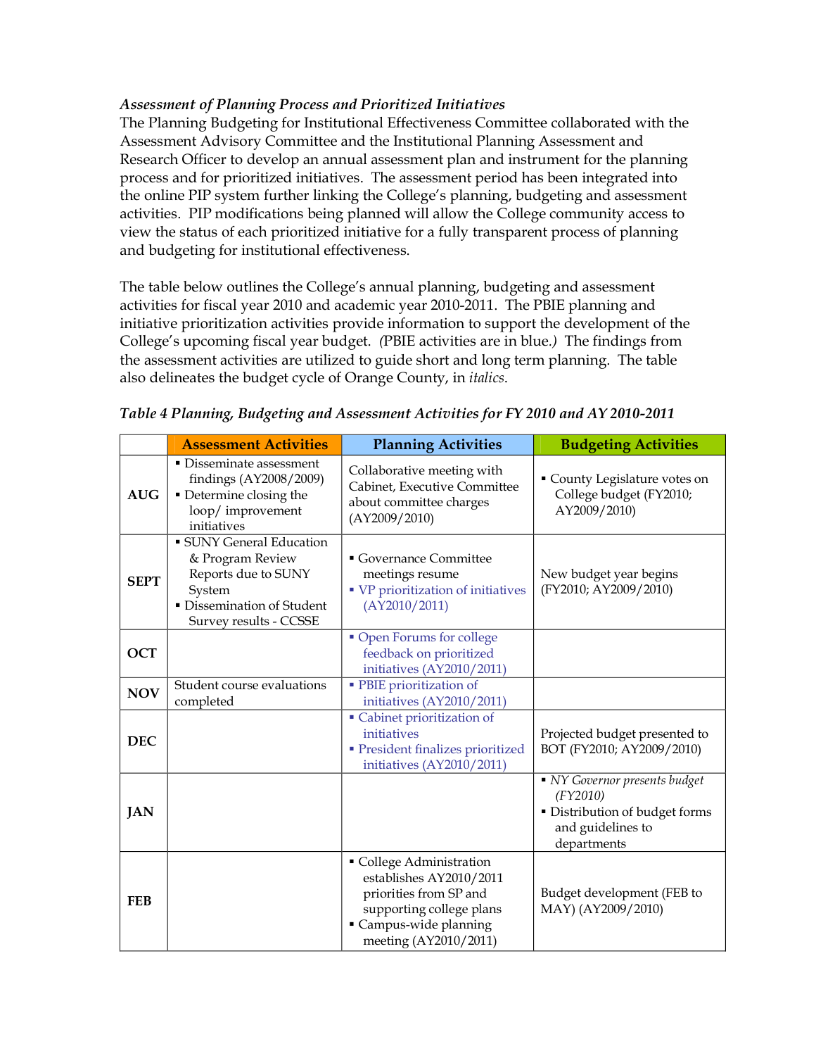*Assessment of Planning Process and Prioritized Initiatives*

The Planning Budgeting for Institutional Effectiveness Committee collaborated with the Assessment Advisory Committee and the Institutional Planning Assessment and Research Officer to develop an annual assessment plan and instrument for the planning process and for prioritized initiatives. The assessment period has been integrated into the online PIP system further linking the College's planning, budgeting and assessment activities. PIP modifications being planned will allow the College community access to view the status of each prioritized initiative for a fully transparent process of planning and budgeting for institutional effectiveness.

The table below outlines the College's annual planning, budgeting and assessment activities for fiscal year 2010 and academic year 2010-2011. The PBIE planning and initiative prioritization activities provide information to support the development of the College's upcoming fiscal year budget. *(PBIE activities are in blue.)* The findings from the assessment activities are utilized to guide short and long term planning. The table also delineates the budget cycle of Orange County, in *italics*.

***Table 4 Planning, Budgeting and Assessment Activities for FY 2010 and AY 2010-2011***

| | Assessment Activities | Planning Activities | Budgeting Activities |
|---|---|---|---|
| **AUG** | ▪ Disseminate assessment findings (AY2008/2009)<br>▪ Determine closing the loop/ improvement initiatives | Collaborative meeting with Cabinet, Executive Committee about committee charges (AY2009/2010) | ▪ County Legislature votes on College budget (FY2010; AY2009/2010) |
| **SEPT** | ▪ SUNY General Education & Program Review Reports due to SUNY System<br>▪ Dissemination of Student Survey results - CCSSE | ▪ Governance Committee meetings resume<br>▪ VP prioritization of initiatives (AY2010/2011) | New budget year begins (FY2010; AY2009/2010) |
| **OCT** | | ▪ Open Forums for college feedback on prioritized initiatives (AY2010/2011) | |
| **NOV** | Student course evaluations completed | ▪ PBIE prioritization of initiatives (AY2010/2011) | |
| **DEC** | | ▪ Cabinet prioritization of initiatives<br>▪ President finalizes prioritized initiatives (AY2010/2011) | Projected budget presented to BOT (FY2010; AY2009/2010) |
| **JAN** | | | ▪ *NY Governor presents budget (FY2010)*<br>▪ Distribution of budget forms and guidelines to departments |
| **FEB** | | ▪ College Administration establishes AY2010/2011 priorities from SP and supporting college plans<br>▪ Campus-wide planning meeting (AY2010/2011) | Budget development (FEB to MAY) (AY2009/2010) |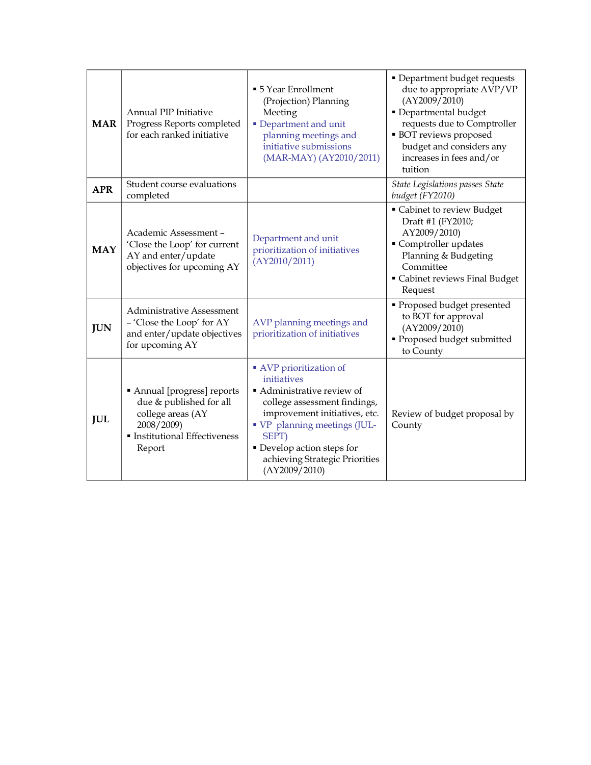| | | | |
|---|---|---|---|
| **MAR** | Annual PIP Initiative Progress Reports completed for each ranked initiative | ▪ 5 Year Enrollment (Projection) Planning Meeting<br>▪ Department and unit planning meetings and initiative submissions (MAR-MAY) (AY2010/2011) | ▪ Department budget requests due to appropriate AVP/VP (AY2009/2010)<br>▪ Departmental budget requests due to Comptroller<br>▪ BOT reviews proposed budget and considers any increases in fees and/or tuition |
| **APR** | Student course evaluations completed | | *State Legislations passes State budget (FY2010)* |
| **MAY** | Academic Assessment – 'Close the Loop' for current AY and enter/update objectives for upcoming AY | Department and unit prioritization of initiatives (AY2010/2011) | ▪ Cabinet to review Budget Draft #1 (FY2010; AY2009/2010)<br>▪ Comptroller updates Planning & Budgeting Committee<br>▪ Cabinet reviews Final Budget Request |
| **JUN** | Administrative Assessment – 'Close the Loop' for AY and enter/update objectives for upcoming AY | AVP planning meetings and prioritization of initiatives | ▪ Proposed budget presented to BOT for approval (AY2009/2010)<br>▪ Proposed budget submitted to County |
| **JUL** | ▪ Annual [progress] reports due & published for all college areas (AY 2008/2009)<br>▪ Institutional Effectiveness Report | ▪ AVP prioritization of initiatives<br>▪ Administrative review of college assessment findings, improvement initiatives, etc.<br>▪ VP planning meetings (JUL-SEPT)<br>▪ Develop action steps for achieving Strategic Priorities (AY2009/2010) | Review of budget proposal by County |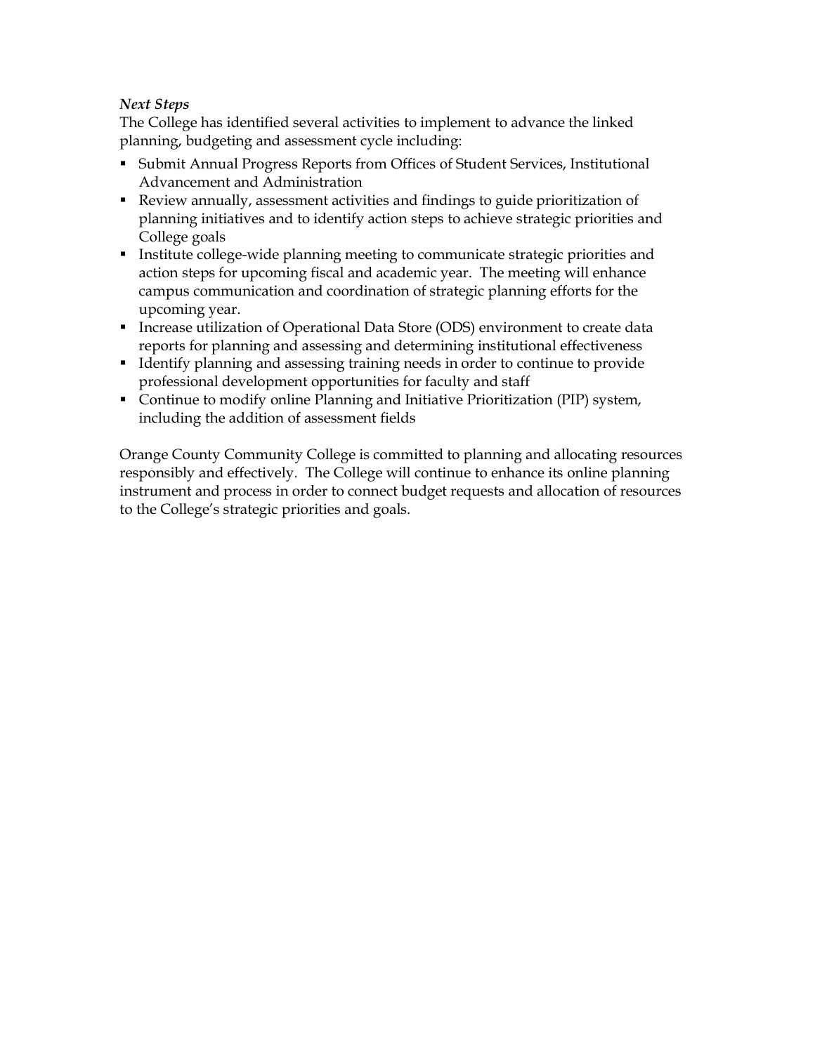*Next Steps*

The College has identified several activities to implement to advance the linked planning, budgeting and assessment cycle including:

- Submit Annual Progress Reports from Offices of Student Services, Institutional Advancement and Administration
- Review annually, assessment activities and findings to guide prioritization of planning initiatives and to identify action steps to achieve strategic priorities and College goals
- Institute college-wide planning meeting to communicate strategic priorities and action steps for upcoming fiscal and academic year. The meeting will enhance campus communication and coordination of strategic planning efforts for the upcoming year.
- Increase utilization of Operational Data Store (ODS) environment to create data reports for planning and assessing and determining institutional effectiveness
- Identify planning and assessing training needs in order to continue to provide professional development opportunities for faculty and staff
- Continue to modify online Planning and Initiative Prioritization (PIP) system, including the addition of assessment fields

Orange County Community College is committed to planning and allocating resources responsibly and effectively. The College will continue to enhance its online planning instrument and process in order to connect budget requests and allocation of resources to the College's strategic priorities and goals.